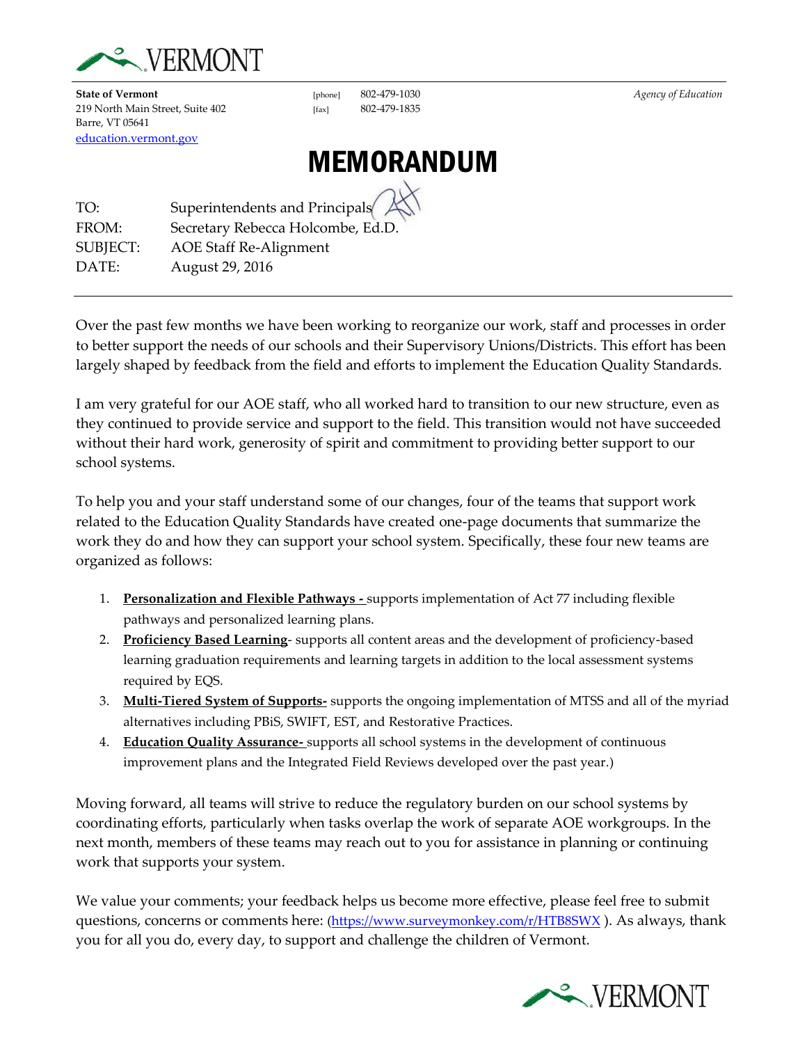VERMONT

**State of Vermont**
219 North Main Street, Suite 402
Barre, VT 05641
[education.vermont.gov](http://education.vermont.gov)

[phone] 802-479-1030
[fax] 802-479-1835

*Agency of Education*

# MEMORANDUM

| | |
|---|---|
| TO: | Superintendents and Principals |
| FROM: | Secretary Rebecca Holcombe, Ed.D. |
| SUBJECT: | AOE Staff Re-Alignment |
| DATE: | August 29, 2016 |

Over the past few months we have been working to reorganize our work, staff and processes in order to better support the needs of our schools and their Supervisory Unions/Districts. This effort has been largely shaped by feedback from the field and efforts to implement the Education Quality Standards.

I am very grateful for our AOE staff, who all worked hard to transition to our new structure, even as they continued to provide service and support to the field. This transition would not have succeeded without their hard work, generosity of spirit and commitment to providing better support to our school systems.

To help you and your staff understand some of our changes, four of the teams that support work related to the Education Quality Standards have created one-page documents that summarize the work they do and how they can support your school system. Specifically, these four new teams are organized as follows:

1. **Personalization and Flexible Pathways -** supports implementation of Act 77 including flexible pathways and personalized learning plans.
2. **Proficiency Based Learning**- supports all content areas and the development of proficiency-based learning graduation requirements and learning targets in addition to the local assessment systems required by EQS.
3. **Multi-Tiered System of Supports-** supports the ongoing implementation of MTSS and all of the myriad alternatives including PBiS, SWIFT, EST, and Restorative Practices.
4. **Education Quality Assurance-** supports all school systems in the development of continuous improvement plans and the Integrated Field Reviews developed over the past year.)

Moving forward, all teams will strive to reduce the regulatory burden on our school systems by coordinating efforts, particularly when tasks overlap the work of separate AOE workgroups. In the next month, members of these teams may reach out to you for assistance in planning or continuing work that supports your system.

We value your comments; your feedback helps us become more effective, please feel free to submit questions, concerns or comments here: ([https://www.surveymonkey.com/r/HTB8SWX](https://www.surveymonkey.com/r/HTB8SWX) ). As always, thank you for all you do, every day, to support and challenge the children of Vermont.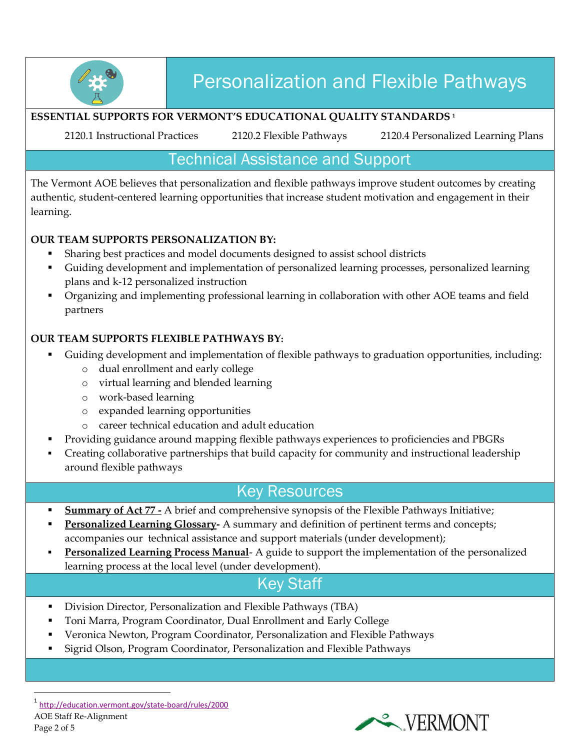# Personalization and Flexible Pathways

**ESSENTIAL SUPPORTS FOR VERMONT'S EDUCATIONAL QUALITY STANDARDS** [1]

2120.1 Instructional Practices    2120.2 Flexible Pathways    2120.4 Personalized Learning Plans

## Technical Assistance and Support

The Vermont AOE believes that personalization and flexible pathways improve student outcomes by creating authentic, student-centered learning opportunities that increase student motivation and engagement in their learning.

**OUR TEAM SUPPORTS PERSONALIZATION BY:**

- Sharing best practices and model documents designed to assist school districts
- Guiding development and implementation of personalized learning processes, personalized learning plans and k-12 personalized instruction
- Organizing and implementing professional learning in collaboration with other AOE teams and field partners

**OUR TEAM SUPPORTS FLEXIBLE PATHWAYS BY:**

- Guiding development and implementation of flexible pathways to graduation opportunities, including:
  - dual enrollment and early college
  - virtual learning and blended learning
  - work-based learning
  - expanded learning opportunities
  - career technical education and adult education
- Providing guidance around mapping flexible pathways experiences to proficiencies and PBGRs
- Creating collaborative partnerships that build capacity for community and instructional leadership around flexible pathways

## Key Resources

- **Summary of Act 77 -** A brief and comprehensive synopsis of the Flexible Pathways Initiative;
- **Personalized Learning Glossary-** A summary and definition of pertinent terms and concepts; accompanies our technical assistance and support materials (under development);
- **Personalized Learning Process Manual**- A guide to support the implementation of the personalized learning process at the local level (under development).

## Key Staff

- Division Director, Personalization and Flexible Pathways (TBA)
- Toni Marra, Program Coordinator, Dual Enrollment and Early College
- Veronica Newton, Program Coordinator, Personalization and Flexible Pathways
- Sigrid Olson, Program Coordinator, Personalization and Flexible Pathways

[1] http://education.vermont.gov/state-board/rules/2000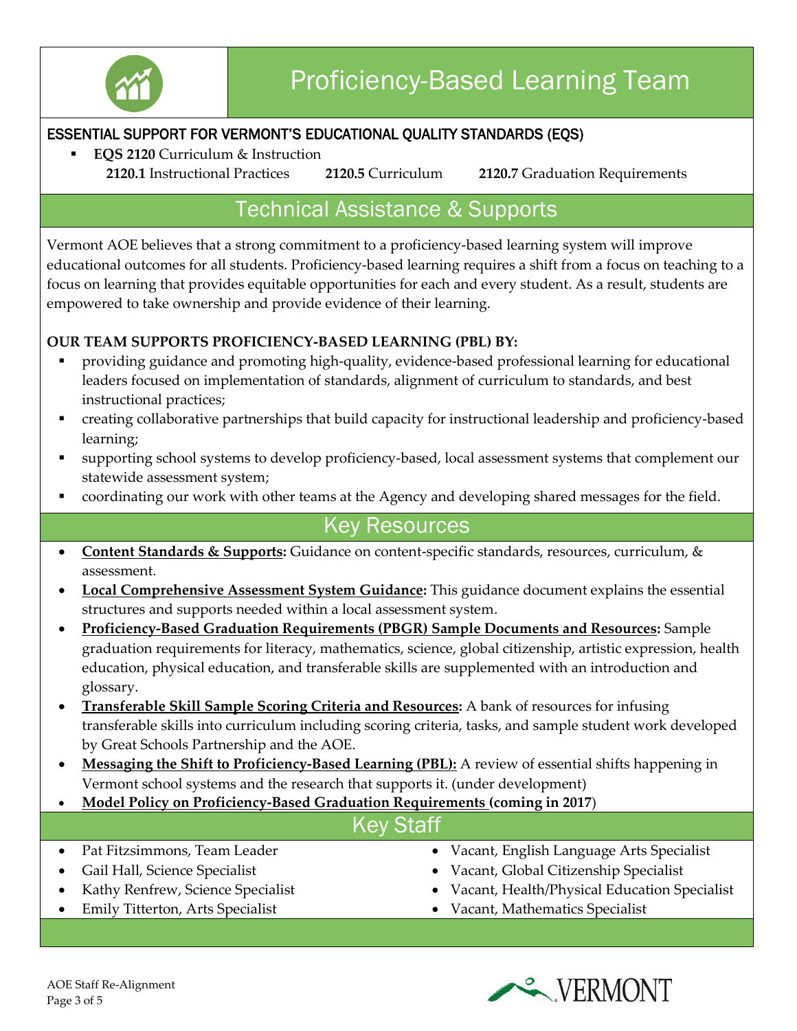# Proficiency-Based Learning Team

## ESSENTIAL SUPPORT FOR VERMONT'S EDUCATIONAL QUALITY STANDARDS (EQS)

- **EQS 2120** Curriculum & Instruction
  **2120.1** Instructional Practices **2120.5** Curriculum **2120.7** Graduation Requirements

## Technical Assistance & Supports

Vermont AOE believes that a strong commitment to a proficiency-based learning system will improve educational outcomes for all students. Proficiency-based learning requires a shift from a focus on teaching to a focus on learning that provides equitable opportunities for each and every student. As a result, students are empowered to take ownership and provide evidence of their learning.

**OUR TEAM SUPPORTS PROFICIENCY-BASED LEARNING (PBL) BY:**

- providing guidance and promoting high-quality, evidence-based professional learning for educational leaders focused on implementation of standards, alignment of curriculum to standards, and best instructional practices;
- creating collaborative partnerships that build capacity for instructional leadership and proficiency-based learning;
- supporting school systems to develop proficiency-based, local assessment systems that complement our statewide assessment system;
- coordinating our work with other teams at the Agency and developing shared messages for the field.

## Key Resources

- **Content Standards & Supports:** Guidance on content-specific standards, resources, curriculum, & assessment.
- **Local Comprehensive Assessment System Guidance:** This guidance document explains the essential structures and supports needed within a local assessment system.
- **Proficiency-Based Graduation Requirements (PBGR) Sample Documents and Resources:** Sample graduation requirements for literacy, mathematics, science, global citizenship, artistic expression, health education, physical education, and transferable skills are supplemented with an introduction and glossary.
- **Transferable Skill Sample Scoring Criteria and Resources:** A bank of resources for infusing transferable skills into curriculum including scoring criteria, tasks, and sample student work developed by Great Schools Partnership and the AOE.
- **Messaging the Shift to Proficiency-Based Learning (PBL):** A review of essential shifts happening in Vermont school systems and the research that supports it. (under development)
- **Model Policy on Proficiency-Based Graduation Requirements (coming in 2017**)

## Key Staff

- Pat Fitzsimmons, Team Leader
- Gail Hall, Science Specialist
- Kathy Renfrew, Science Specialist
- Emily Titterton, Arts Specialist
- Vacant, English Language Arts Specialist
- Vacant, Global Citizenship Specialist
- Vacant, Health/Physical Education Specialist
- Vacant, Mathematics Specialist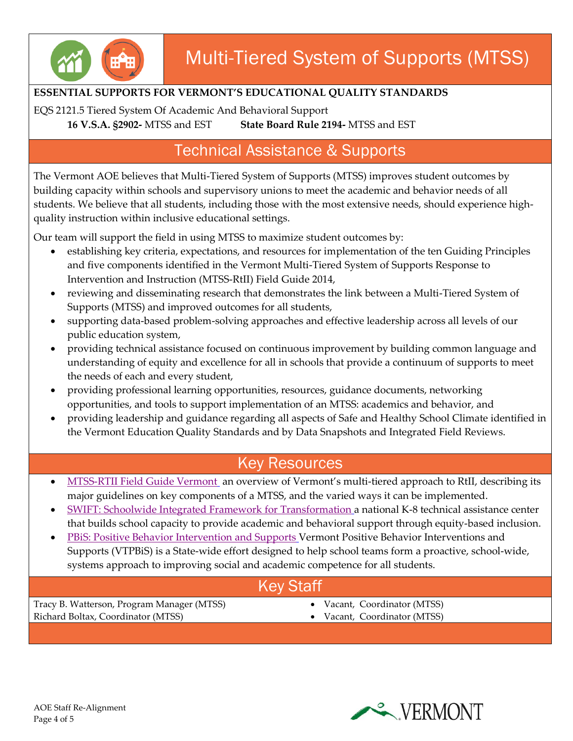# Multi-Tiered System of Supports (MTSS)

**ESSENTIAL SUPPORTS FOR VERMONT'S EDUCATIONAL QUALITY STANDARDS**

EQS 2121.5 Tiered System Of Academic And Behavioral Support

**16 V.S.A. §2902-** MTSS and EST **State Board Rule 2194-** MTSS and EST

## Technical Assistance & Supports

The Vermont AOE believes that Multi-Tiered System of Supports (MTSS) improves student outcomes by building capacity within schools and supervisory unions to meet the academic and behavior needs of all students. We believe that all students, including those with the most extensive needs, should experience high-quality instruction within inclusive educational settings.

Our team will support the field in using MTSS to maximize student outcomes by:

- establishing key criteria, expectations, and resources for implementation of the ten Guiding Principles and five components identified in the Vermont Multi-Tiered System of Supports Response to Intervention and Instruction (MTSS-RtII) Field Guide 2014,
- reviewing and disseminating research that demonstrates the link between a Multi-Tiered System of Supports (MTSS) and improved outcomes for all students,
- supporting data-based problem-solving approaches and effective leadership across all levels of our public education system,
- providing technical assistance focused on continuous improvement by building common language and understanding of equity and excellence for all in schools that provide a continuum of supports to meet the needs of each and every student,
- providing professional learning opportunities, resources, guidance documents, networking opportunities, and tools to support implementation of an MTSS: academics and behavior, and
- providing leadership and guidance regarding all aspects of Safe and Healthy School Climate identified in the Vermont Education Quality Standards and by Data Snapshots and Integrated Field Reviews.

## Key Resources

- MTSS-RTII Field Guide Vermont an overview of Vermont's multi-tiered approach to RtII, describing its major guidelines on key components of a MTSS, and the varied ways it can be implemented.
- SWIFT: Schoolwide Integrated Framework for Transformation a national K-8 technical assistance center that builds school capacity to provide academic and behavioral support through equity-based inclusion.
- PBiS: Positive Behavior Intervention and Supports Vermont Positive Behavior Interventions and Supports (VTPBiS) is a State-wide effort designed to help school teams form a proactive, school-wide, systems approach to improving social and academic competence for all students.

## Key Staff

Tracy B. Watterson, Program Manager (MTSS)
Richard Boltax, Coordinator (MTSS)

- Vacant, Coordinator (MTSS)
- Vacant, Coordinator (MTSS)

AOE Staff Re-Alignment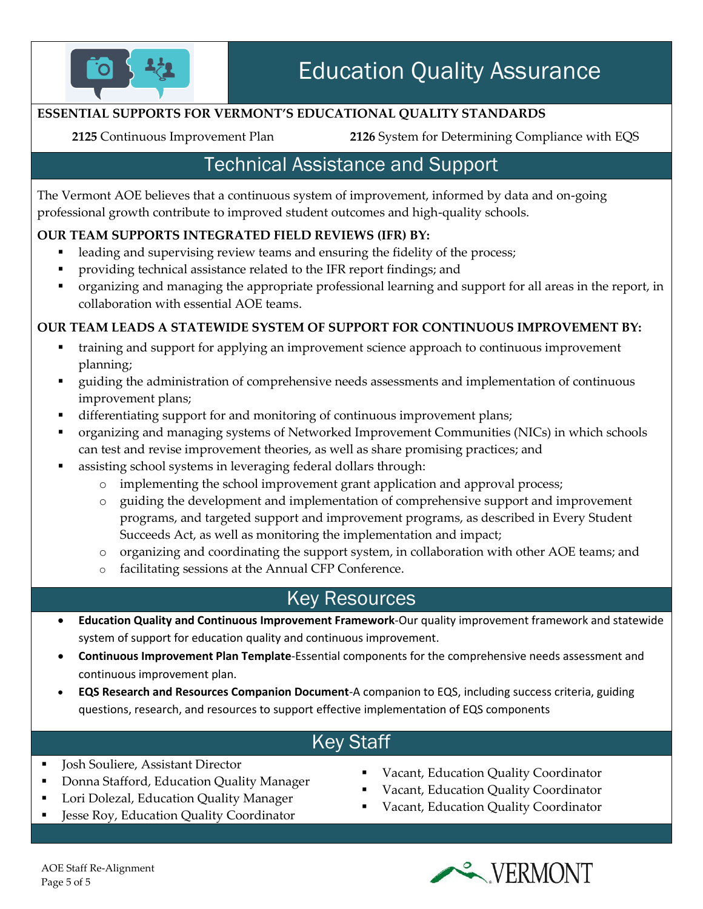# Education Quality Assurance

**ESSENTIAL SUPPORTS FOR VERMONT'S EDUCATIONAL QUALITY STANDARDS**

**2125** Continuous Improvement Plan

**2126** System for Determining Compliance with EQS

## Technical Assistance and Support

The Vermont AOE believes that a continuous system of improvement, informed by data and on-going professional growth contribute to improved student outcomes and high-quality schools.

**OUR TEAM SUPPORTS INTEGRATED FIELD REVIEWS (IFR) BY:**

- leading and supervising review teams and ensuring the fidelity of the process;
- providing technical assistance related to the IFR report findings; and
- organizing and managing the appropriate professional learning and support for all areas in the report, in collaboration with essential AOE teams.

**OUR TEAM LEADS A STATEWIDE SYSTEM OF SUPPORT FOR CONTINUOUS IMPROVEMENT BY:**

- training and support for applying an improvement science approach to continuous improvement planning;
- guiding the administration of comprehensive needs assessments and implementation of continuous improvement plans;
- differentiating support for and monitoring of continuous improvement plans;
- organizing and managing systems of Networked Improvement Communities (NICs) in which schools can test and revise improvement theories, as well as share promising practices; and
- assisting school systems in leveraging federal dollars through:
  - implementing the school improvement grant application and approval process;
  - guiding the development and implementation of comprehensive support and improvement programs, and targeted support and improvement programs, as described in Every Student Succeeds Act, as well as monitoring the implementation and impact;
  - organizing and coordinating the support system, in collaboration with other AOE teams; and
  - facilitating sessions at the Annual CFP Conference.

## Key Resources

- **Education Quality and Continuous Improvement Framework**-Our quality improvement framework and statewide system of support for education quality and continuous improvement.
- **Continuous Improvement Plan Template**-Essential components for the comprehensive needs assessment and continuous improvement plan.
- **EQS Research and Resources Companion Document**-A companion to EQS, including success criteria, guiding questions, research, and resources to support effective implementation of EQS components

## Key Staff

- Josh Souliere, Assistant Director
- Donna Stafford, Education Quality Manager
- Lori Dolezal, Education Quality Manager
- Jesse Roy, Education Quality Coordinator
- Vacant, Education Quality Coordinator
- Vacant, Education Quality Coordinator
- Vacant, Education Quality Coordinator